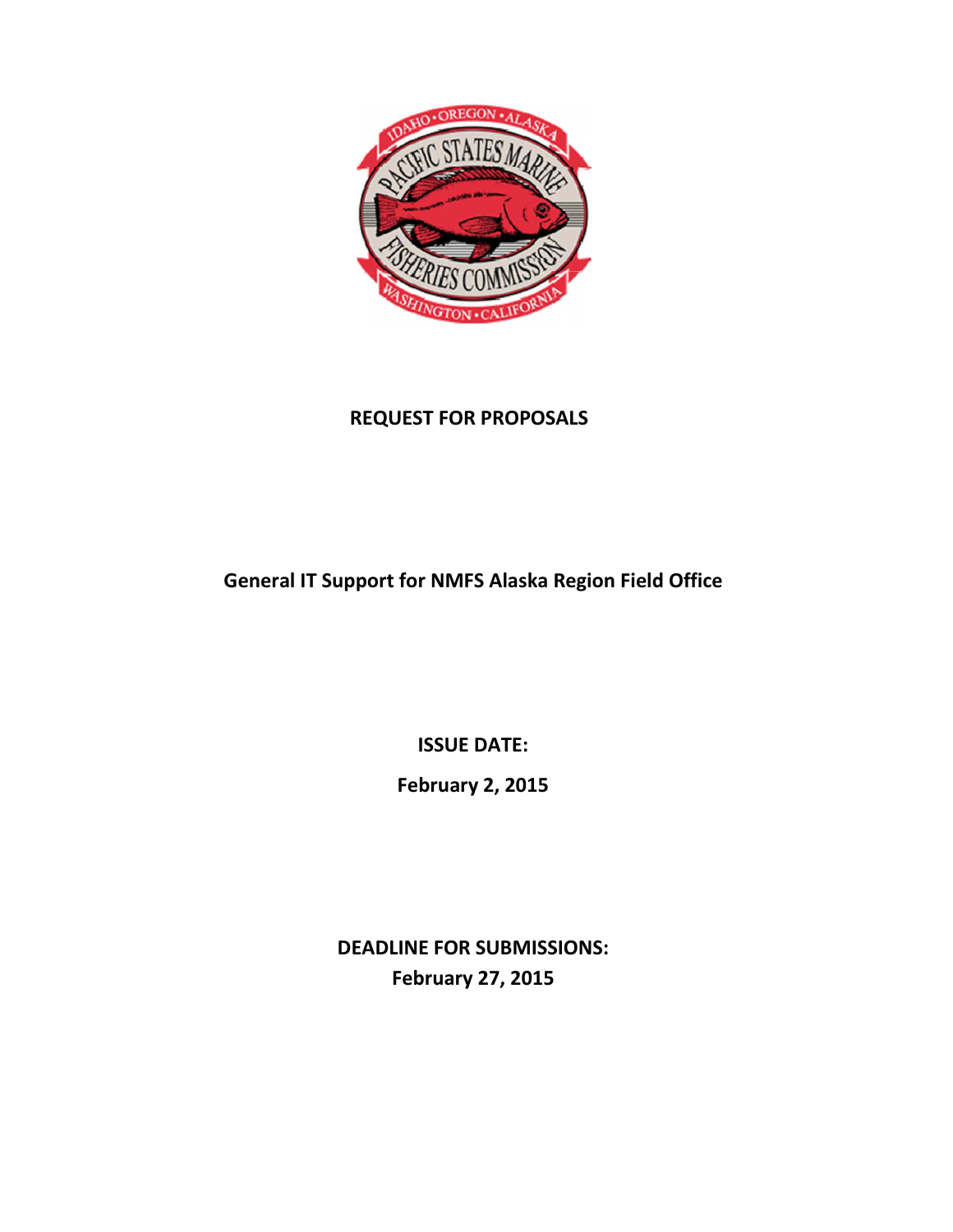# REQUEST FOR PROPOSALS

## General IT Support for NMFS Alaska Region Field Office

**ISSUE DATE:**

**February 2, 2015**

**DEADLINE FOR SUBMISSIONS:**
**February 27, 2015**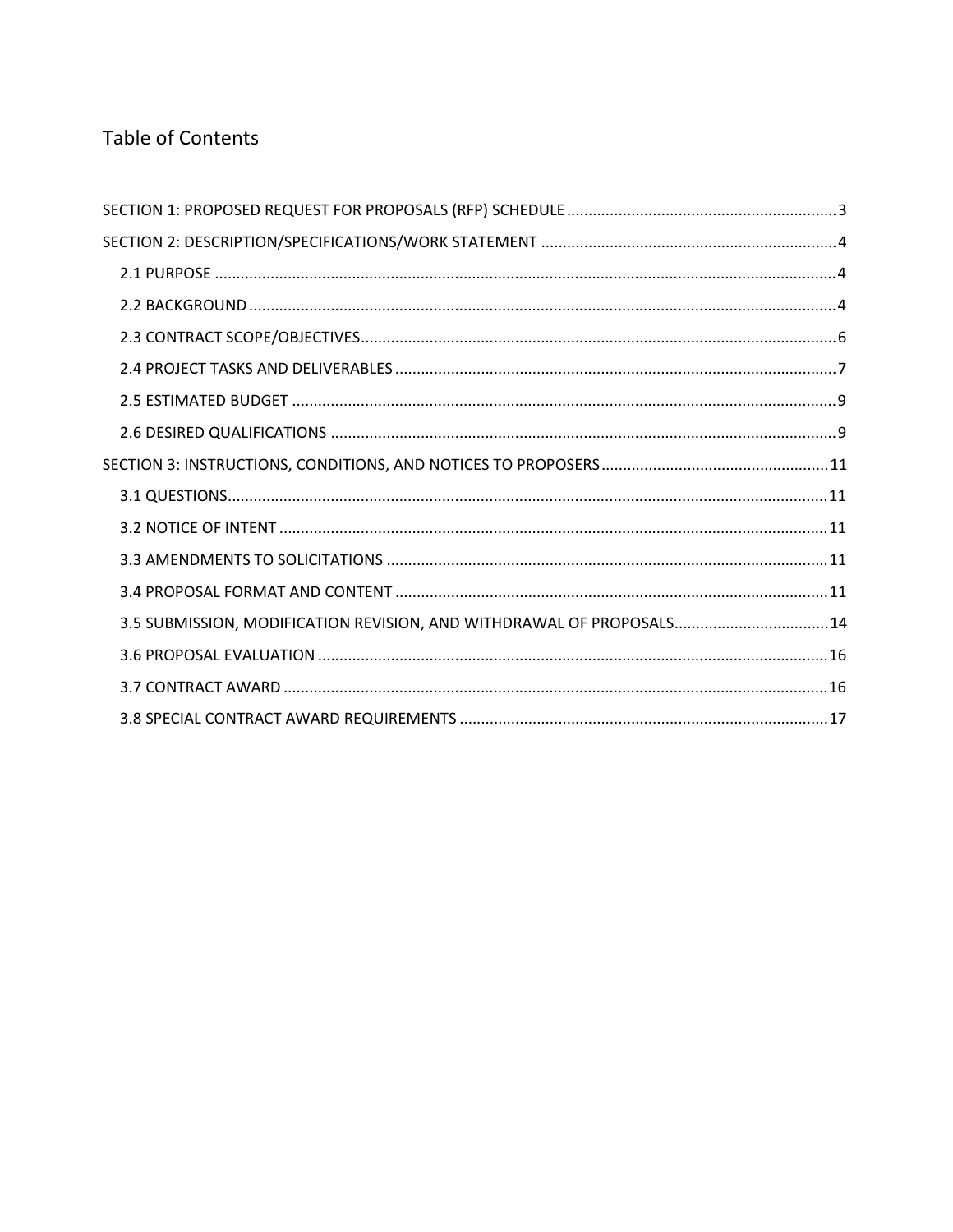# Table of Contents

- SECTION 1: PROPOSED REQUEST FOR PROPOSALS (RFP) SCHEDULE ..... 3
- SECTION 2: DESCRIPTION/SPECIFICATIONS/WORK STATEMENT ..... 4
  - 2.1 PURPOSE ..... 4
  - 2.2 BACKGROUND ..... 4
  - 2.3 CONTRACT SCOPE/OBJECTIVES ..... 6
  - 2.4 PROJECT TASKS AND DELIVERABLES ..... 7
  - 2.5 ESTIMATED BUDGET ..... 9
  - 2.6 DESIRED QUALIFICATIONS ..... 9
- SECTION 3: INSTRUCTIONS, CONDITIONS, AND NOTICES TO PROPOSERS ..... 11
  - 3.1 QUESTIONS ..... 11
  - 3.2 NOTICE OF INTENT ..... 11
  - 3.3 AMENDMENTS TO SOLICITATIONS ..... 11
  - 3.4 PROPOSAL FORMAT AND CONTENT ..... 11
  - 3.5 SUBMISSION, MODIFICATION REVISION, AND WITHDRAWAL OF PROPOSALS ..... 14
  - 3.6 PROPOSAL EVALUATION ..... 16
  - 3.7 CONTRACT AWARD ..... 16
  - 3.8 SPECIAL CONTRACT AWARD REQUIREMENTS ..... 17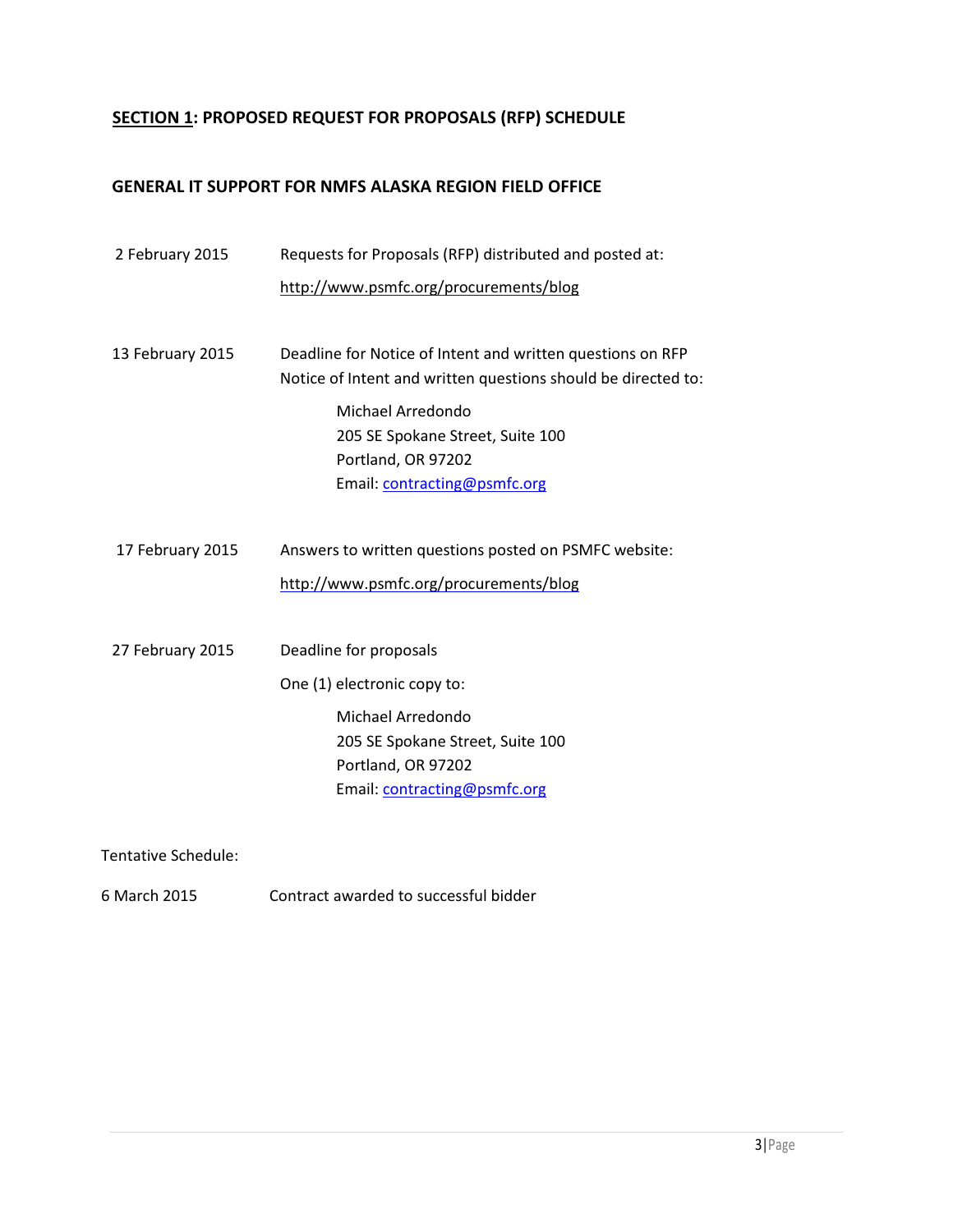## **SECTION 1: PROPOSED REQUEST FOR PROPOSALS (RFP) SCHEDULE**

### **GENERAL IT SUPPORT FOR NMFS ALASKA REGION FIELD OFFICE**

2 February 2015 — Requests for Proposals (RFP) distributed and posted at:
http://www.psmfc.org/procurements/blog

13 February 2015 — Deadline for Notice of Intent and written questions on RFP
Notice of Intent and written questions should be directed to:

> Michael Arredondo
> 205 SE Spokane Street, Suite 100
> Portland, OR 97202
> Email: contracting@psmfc.org

17 February 2015 — Answers to written questions posted on PSMFC website:
http://www.psmfc.org/procurements/blog

27 February 2015 — Deadline for proposals
One (1) electronic copy to:

> Michael Arredondo
> 205 SE Spokane Street, Suite 100
> Portland, OR 97202
> Email: contracting@psmfc.org

Tentative Schedule:

6 March 2015 — Contract awarded to successful bidder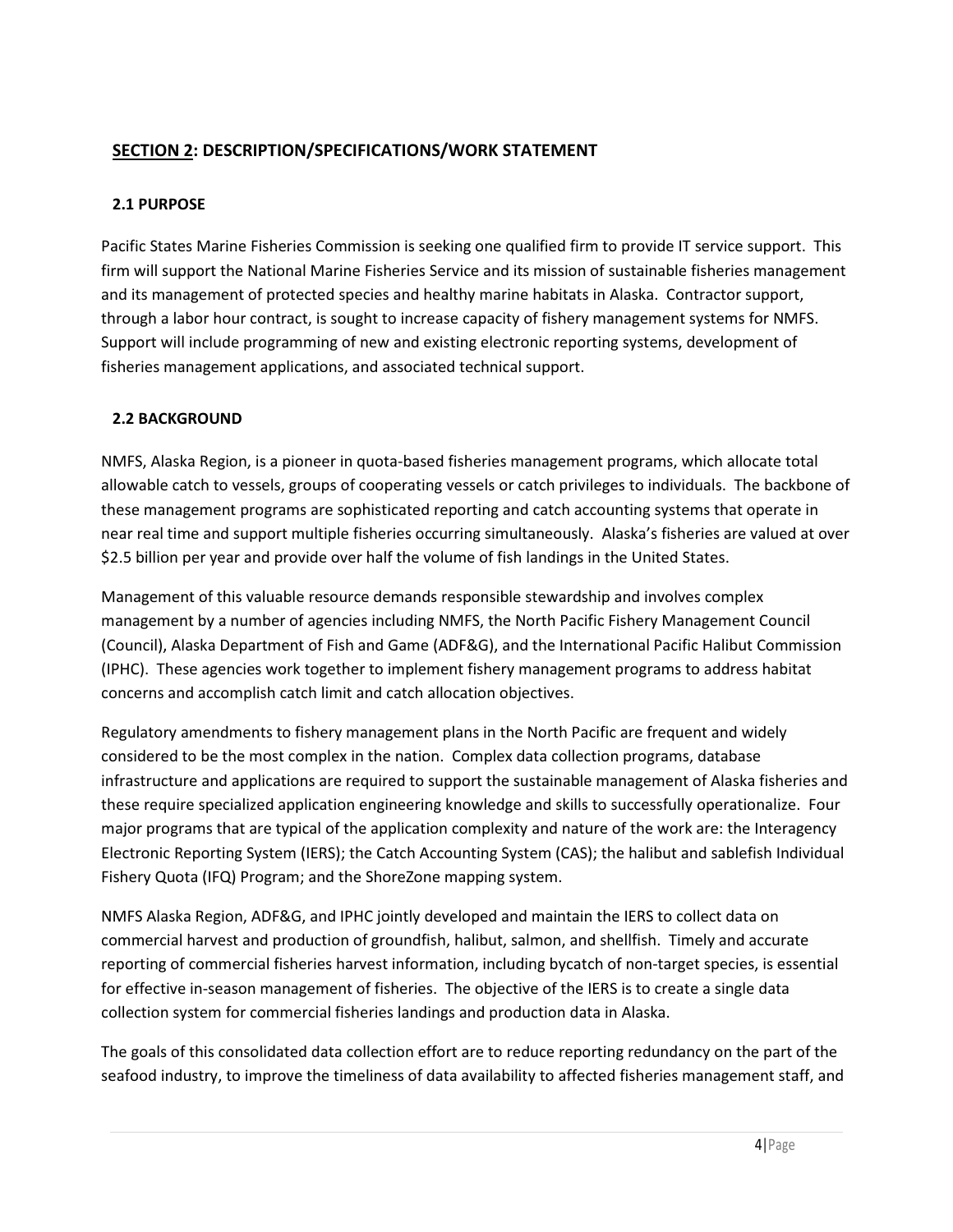## SECTION 2: DESCRIPTION/SPECIFICATIONS/WORK STATEMENT

### 2.1 PURPOSE

Pacific States Marine Fisheries Commission is seeking one qualified firm to provide IT service support. This firm will support the National Marine Fisheries Service and its mission of sustainable fisheries management and its management of protected species and healthy marine habitats in Alaska. Contractor support, through a labor hour contract, is sought to increase capacity of fishery management systems for NMFS. Support will include programming of new and existing electronic reporting systems, development of fisheries management applications, and associated technical support.

### 2.2 BACKGROUND

NMFS, Alaska Region, is a pioneer in quota-based fisheries management programs, which allocate total allowable catch to vessels, groups of cooperating vessels or catch privileges to individuals. The backbone of these management programs are sophisticated reporting and catch accounting systems that operate in near real time and support multiple fisheries occurring simultaneously. Alaska's fisheries are valued at over $2.5 billion per year and provide over half the volume of fish landings in the United States.

Management of this valuable resource demands responsible stewardship and involves complex management by a number of agencies including NMFS, the North Pacific Fishery Management Council (Council), Alaska Department of Fish and Game (ADF&G), and the International Pacific Halibut Commission (IPHC). These agencies work together to implement fishery management programs to address habitat concerns and accomplish catch limit and catch allocation objectives.

Regulatory amendments to fishery management plans in the North Pacific are frequent and widely considered to be the most complex in the nation. Complex data collection programs, database infrastructure and applications are required to support the sustainable management of Alaska fisheries and these require specialized application engineering knowledge and skills to successfully operationalize. Four major programs that are typical of the application complexity and nature of the work are: the Interagency Electronic Reporting System (IERS); the Catch Accounting System (CAS); the halibut and sablefish Individual Fishery Quota (IFQ) Program; and the ShoreZone mapping system.

NMFS Alaska Region, ADF&G, and IPHC jointly developed and maintain the IERS to collect data on commercial harvest and production of groundfish, halibut, salmon, and shellfish. Timely and accurate reporting of commercial fisheries harvest information, including bycatch of non-target species, is essential for effective in-season management of fisheries. The objective of the IERS is to create a single data collection system for commercial fisheries landings and production data in Alaska.

The goals of this consolidated data collection effort are to reduce reporting redundancy on the part of the seafood industry, to improve the timeliness of data availability to affected fisheries management staff, and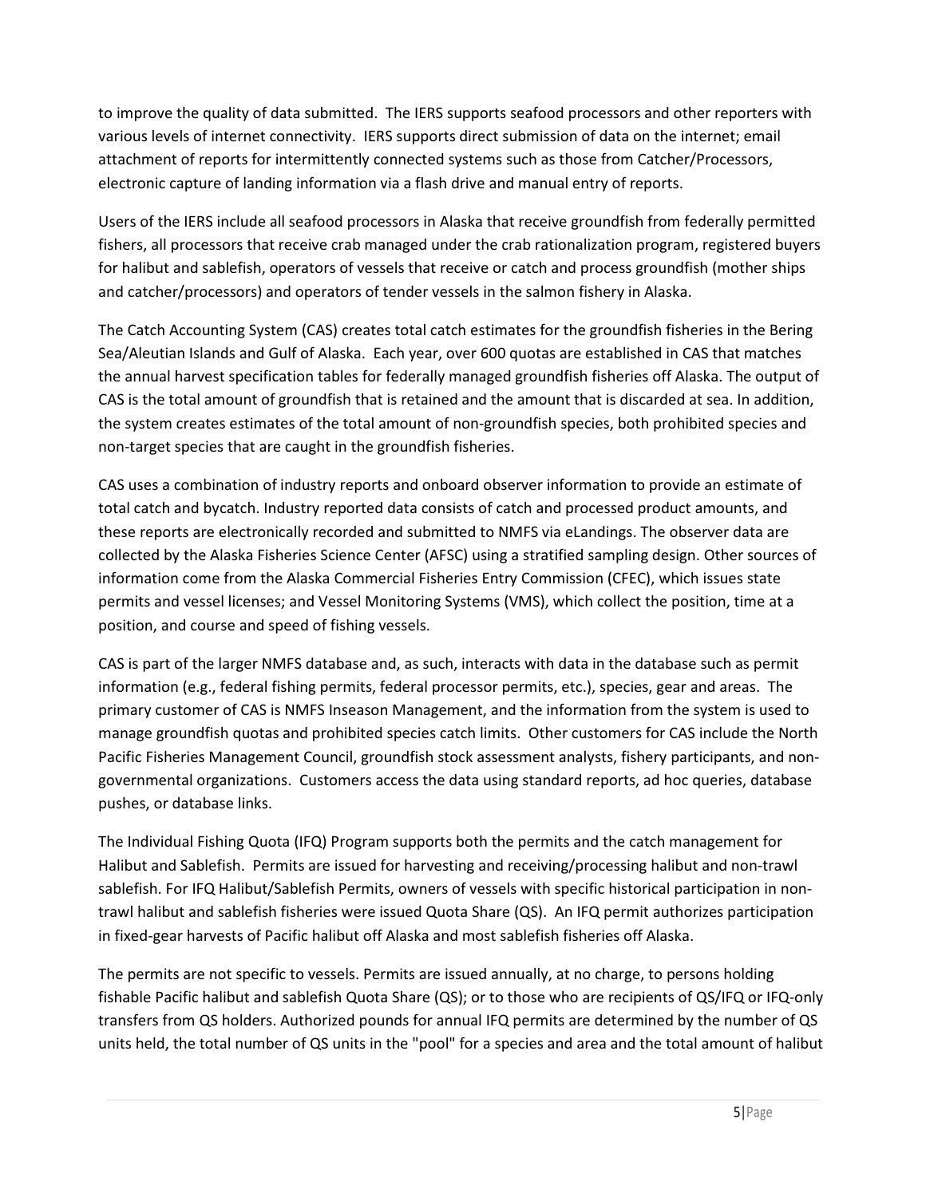to improve the quality of data submitted. The IERS supports seafood processors and other reporters with various levels of internet connectivity. IERS supports direct submission of data on the internet; email attachment of reports for intermittently connected systems such as those from Catcher/Processors, electronic capture of landing information via a flash drive and manual entry of reports.

Users of the IERS include all seafood processors in Alaska that receive groundfish from federally permitted fishers, all processors that receive crab managed under the crab rationalization program, registered buyers for halibut and sablefish, operators of vessels that receive or catch and process groundfish (mother ships and catcher/processors) and operators of tender vessels in the salmon fishery in Alaska.

The Catch Accounting System (CAS) creates total catch estimates for the groundfish fisheries in the Bering Sea/Aleutian Islands and Gulf of Alaska. Each year, over 600 quotas are established in CAS that matches the annual harvest specification tables for federally managed groundfish fisheries off Alaska. The output of CAS is the total amount of groundfish that is retained and the amount that is discarded at sea. In addition, the system creates estimates of the total amount of non-groundfish species, both prohibited species and non-target species that are caught in the groundfish fisheries.

CAS uses a combination of industry reports and onboard observer information to provide an estimate of total catch and bycatch. Industry reported data consists of catch and processed product amounts, and these reports are electronically recorded and submitted to NMFS via eLandings. The observer data are collected by the Alaska Fisheries Science Center (AFSC) using a stratified sampling design. Other sources of information come from the Alaska Commercial Fisheries Entry Commission (CFEC), which issues state permits and vessel licenses; and Vessel Monitoring Systems (VMS), which collect the position, time at a position, and course and speed of fishing vessels.

CAS is part of the larger NMFS database and, as such, interacts with data in the database such as permit information (e.g., federal fishing permits, federal processor permits, etc.), species, gear and areas. The primary customer of CAS is NMFS Inseason Management, and the information from the system is used to manage groundfish quotas and prohibited species catch limits. Other customers for CAS include the North Pacific Fisheries Management Council, groundfish stock assessment analysts, fishery participants, and non-governmental organizations. Customers access the data using standard reports, ad hoc queries, database pushes, or database links.

The Individual Fishing Quota (IFQ) Program supports both the permits and the catch management for Halibut and Sablefish. Permits are issued for harvesting and receiving/processing halibut and non-trawl sablefish. For IFQ Halibut/Sablefish Permits, owners of vessels with specific historical participation in non-trawl halibut and sablefish fisheries were issued Quota Share (QS). An IFQ permit authorizes participation in fixed-gear harvests of Pacific halibut off Alaska and most sablefish fisheries off Alaska.

The permits are not specific to vessels. Permits are issued annually, at no charge, to persons holding fishable Pacific halibut and sablefish Quota Share (QS); or to those who are recipients of QS/IFQ or IFQ-only transfers from QS holders. Authorized pounds for annual IFQ permits are determined by the number of QS units held, the total number of QS units in the "pool" for a species and area and the total amount of halibut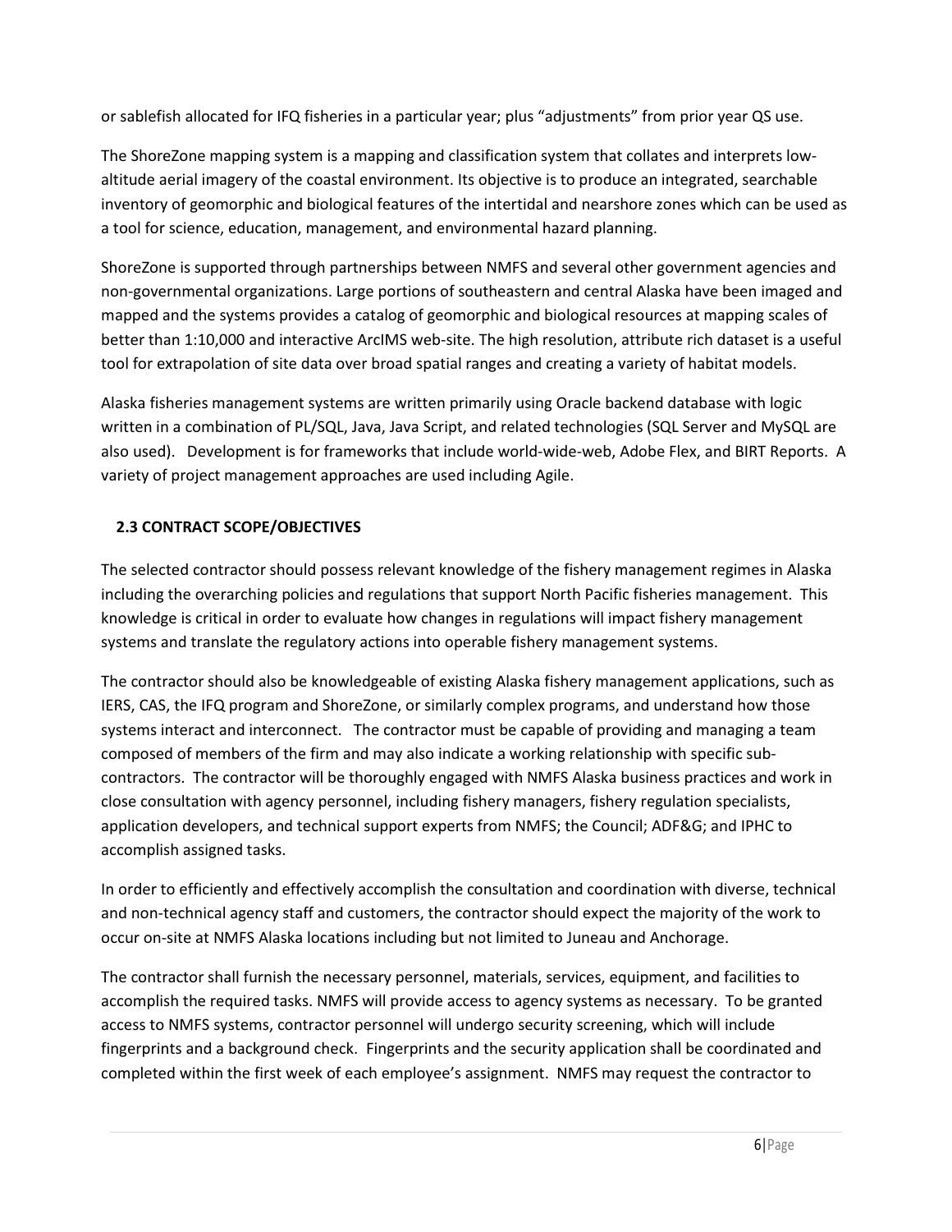or sablefish allocated for IFQ fisheries in a particular year; plus "adjustments" from prior year QS use.

The ShoreZone mapping system is a mapping and classification system that collates and interprets low-altitude aerial imagery of the coastal environment. Its objective is to produce an integrated, searchable inventory of geomorphic and biological features of the intertidal and nearshore zones which can be used as a tool for science, education, management, and environmental hazard planning.

ShoreZone is supported through partnerships between NMFS and several other government agencies and non-governmental organizations. Large portions of southeastern and central Alaska have been imaged and mapped and the systems provides a catalog of geomorphic and biological resources at mapping scales of better than 1:10,000 and interactive ArcIMS web-site. The high resolution, attribute rich dataset is a useful tool for extrapolation of site data over broad spatial ranges and creating a variety of habitat models.

Alaska fisheries management systems are written primarily using Oracle backend database with logic written in a combination of PL/SQL, Java, Java Script, and related technologies (SQL Server and MySQL are also used). Development is for frameworks that include world-wide-web, Adobe Flex, and BIRT Reports. A variety of project management approaches are used including Agile.

## 2.3 CONTRACT SCOPE/OBJECTIVES

The selected contractor should possess relevant knowledge of the fishery management regimes in Alaska including the overarching policies and regulations that support North Pacific fisheries management. This knowledge is critical in order to evaluate how changes in regulations will impact fishery management systems and translate the regulatory actions into operable fishery management systems.

The contractor should also be knowledgeable of existing Alaska fishery management applications, such as IERS, CAS, the IFQ program and ShoreZone, or similarly complex programs, and understand how those systems interact and interconnect. The contractor must be capable of providing and managing a team composed of members of the firm and may also indicate a working relationship with specific sub-contractors. The contractor will be thoroughly engaged with NMFS Alaska business practices and work in close consultation with agency personnel, including fishery managers, fishery regulation specialists, application developers, and technical support experts from NMFS; the Council; ADF&G; and IPHC to accomplish assigned tasks.

In order to efficiently and effectively accomplish the consultation and coordination with diverse, technical and non-technical agency staff and customers, the contractor should expect the majority of the work to occur on-site at NMFS Alaska locations including but not limited to Juneau and Anchorage.

The contractor shall furnish the necessary personnel, materials, services, equipment, and facilities to accomplish the required tasks. NMFS will provide access to agency systems as necessary. To be granted access to NMFS systems, contractor personnel will undergo security screening, which will include fingerprints and a background check. Fingerprints and the security application shall be coordinated and completed within the first week of each employee's assignment. NMFS may request the contractor to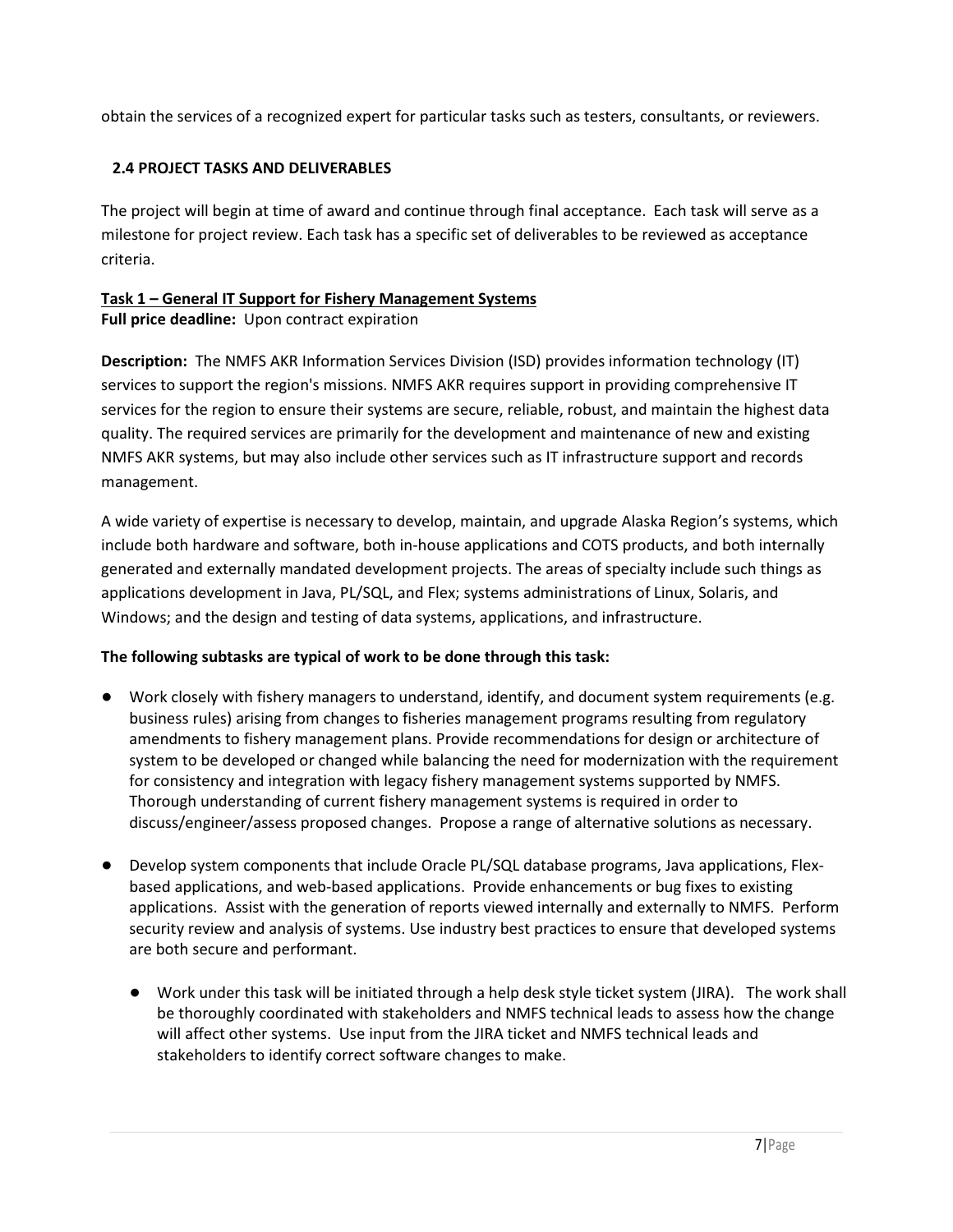obtain the services of a recognized expert for particular tasks such as testers, consultants, or reviewers.

## 2.4 PROJECT TASKS AND DELIVERABLES

The project will begin at time of award and continue through final acceptance. Each task will serve as a milestone for project review. Each task has a specific set of deliverables to be reviewed as acceptance criteria.

### Task 1 – General IT Support for Fishery Management Systems

**Full price deadline:** Upon contract expiration

**Description:** The NMFS AKR Information Services Division (ISD) provides information technology (IT) services to support the region's missions. NMFS AKR requires support in providing comprehensive IT services for the region to ensure their systems are secure, reliable, robust, and maintain the highest data quality. The required services are primarily for the development and maintenance of new and existing NMFS AKR systems, but may also include other services such as IT infrastructure support and records management.

A wide variety of expertise is necessary to develop, maintain, and upgrade Alaska Region's systems, which include both hardware and software, both in-house applications and COTS products, and both internally generated and externally mandated development projects. The areas of specialty include such things as applications development in Java, PL/SQL, and Flex; systems administrations of Linux, Solaris, and Windows; and the design and testing of data systems, applications, and infrastructure.

**The following subtasks are typical of work to be done through this task:**

- Work closely with fishery managers to understand, identify, and document system requirements (e.g. business rules) arising from changes to fisheries management programs resulting from regulatory amendments to fishery management plans. Provide recommendations for design or architecture of system to be developed or changed while balancing the need for modernization with the requirement for consistency and integration with legacy fishery management systems supported by NMFS. Thorough understanding of current fishery management systems is required in order to discuss/engineer/assess proposed changes. Propose a range of alternative solutions as necessary.

- Develop system components that include Oracle PL/SQL database programs, Java applications, Flex-based applications, and web-based applications. Provide enhancements or bug fixes to existing applications. Assist with the generation of reports viewed internally and externally to NMFS. Perform security review and analysis of systems. Use industry best practices to ensure that developed systems are both secure and performant.

  - Work under this task will be initiated through a help desk style ticket system (JIRA). The work shall be thoroughly coordinated with stakeholders and NMFS technical leads to assess how the change will affect other systems. Use input from the JIRA ticket and NMFS technical leads and stakeholders to identify correct software changes to make.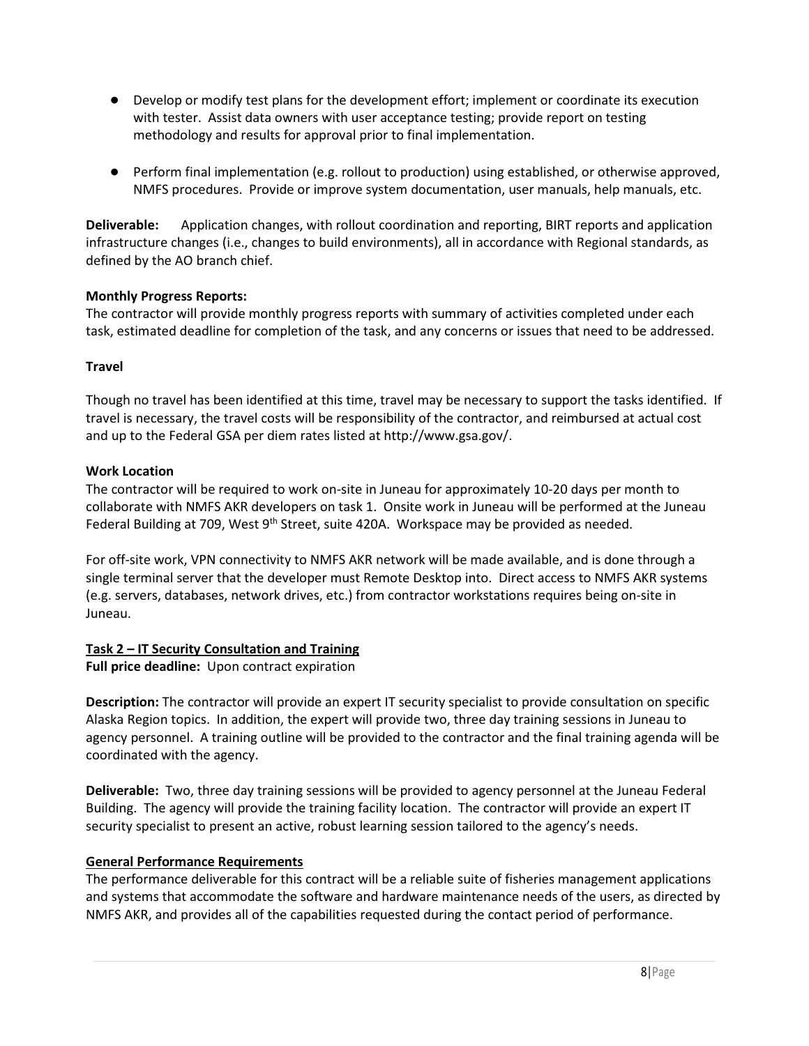- Develop or modify test plans for the development effort; implement or coordinate its execution with tester. Assist data owners with user acceptance testing; provide report on testing methodology and results for approval prior to final implementation.

- Perform final implementation (e.g. rollout to production) using established, or otherwise approved, NMFS procedures. Provide or improve system documentation, user manuals, help manuals, etc.

**Deliverable:** Application changes, with rollout coordination and reporting, BIRT reports and application infrastructure changes (i.e., changes to build environments), all in accordance with Regional standards, as defined by the AO branch chief.

**Monthly Progress Reports:**
The contractor will provide monthly progress reports with summary of activities completed under each task, estimated deadline for completion of the task, and any concerns or issues that need to be addressed.

**Travel**

Though no travel has been identified at this time, travel may be necessary to support the tasks identified. If travel is necessary, the travel costs will be responsibility of the contractor, and reimbursed at actual cost and up to the Federal GSA per diem rates listed at http://www.gsa.gov/.

**Work Location**
The contractor will be required to work on-site in Juneau for approximately 10-20 days per month to collaborate with NMFS AKR developers on task 1. Onsite work in Juneau will be performed at the Juneau Federal Building at 709, West 9th Street, suite 420A. Workspace may be provided as needed.

For off-site work, VPN connectivity to NMFS AKR network will be made available, and is done through a single terminal server that the developer must Remote Desktop into. Direct access to NMFS AKR systems (e.g. servers, databases, network drives, etc.) from contractor workstations requires being on-site in Juneau.

**Task 2 – IT Security Consultation and Training**
**Full price deadline:** Upon contract expiration

**Description:** The contractor will provide an expert IT security specialist to provide consultation on specific Alaska Region topics. In addition, the expert will provide two, three day training sessions in Juneau to agency personnel. A training outline will be provided to the contractor and the final training agenda will be coordinated with the agency.

**Deliverable:** Two, three day training sessions will be provided to agency personnel at the Juneau Federal Building. The agency will provide the training facility location. The contractor will provide an expert IT security specialist to present an active, robust learning session tailored to the agency's needs.

**General Performance Requirements**
The performance deliverable for this contract will be a reliable suite of fisheries management applications and systems that accommodate the software and hardware maintenance needs of the users, as directed by NMFS AKR, and provides all of the capabilities requested during the contact period of performance.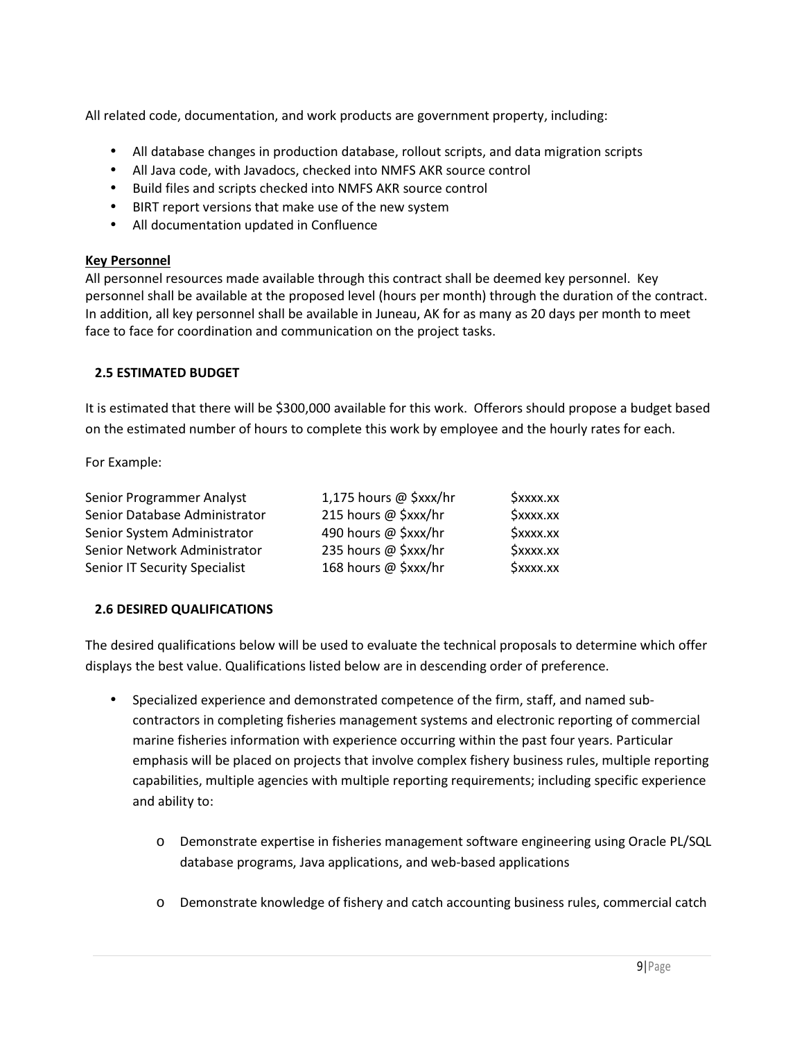All related code, documentation, and work products are government property, including:

- All database changes in production database, rollout scripts, and data migration scripts
- All Java code, with Javadocs, checked into NMFS AKR source control
- Build files and scripts checked into NMFS AKR source control
- BIRT report versions that make use of the new system
- All documentation updated in Confluence

**Key Personnel**

All personnel resources made available through this contract shall be deemed key personnel. Key personnel shall be available at the proposed level (hours per month) through the duration of the contract. In addition, all key personnel shall be available in Juneau, AK for as many as 20 days per month to meet face to face for coordination and communication on the project tasks.

### 2.5 ESTIMATED BUDGET

It is estimated that there will be $300,000 available for this work. Offerors should propose a budget based on the estimated number of hours to complete this work by employee and the hourly rates for each.

For Example:

| | | |
|---|---|---|
| Senior Programmer Analyst | 1,175 hours @ $xxx/hr | $xxxx.xx |
| Senior Database Administrator | 215 hours @ $xxx/hr | $xxxx.xx |
| Senior System Administrator | 490 hours @ $xxx/hr | $xxxx.xx |
| Senior Network Administrator | 235 hours @ $xxx/hr | $xxxx.xx |
| Senior IT Security Specialist | 168 hours @ $xxx/hr | $xxxx.xx |

### 2.6 DESIRED QUALIFICATIONS

The desired qualifications below will be used to evaluate the technical proposals to determine which offer displays the best value. Qualifications listed below are in descending order of preference.

- Specialized experience and demonstrated competence of the firm, staff, and named sub-contractors in completing fisheries management systems and electronic reporting of commercial marine fisheries information with experience occurring within the past four years. Particular emphasis will be placed on projects that involve complex fishery business rules, multiple reporting capabilities, multiple agencies with multiple reporting requirements; including specific experience and ability to:

  - Demonstrate expertise in fisheries management software engineering using Oracle PL/SQL database programs, Java applications, and web-based applications

  - Demonstrate knowledge of fishery and catch accounting business rules, commercial catch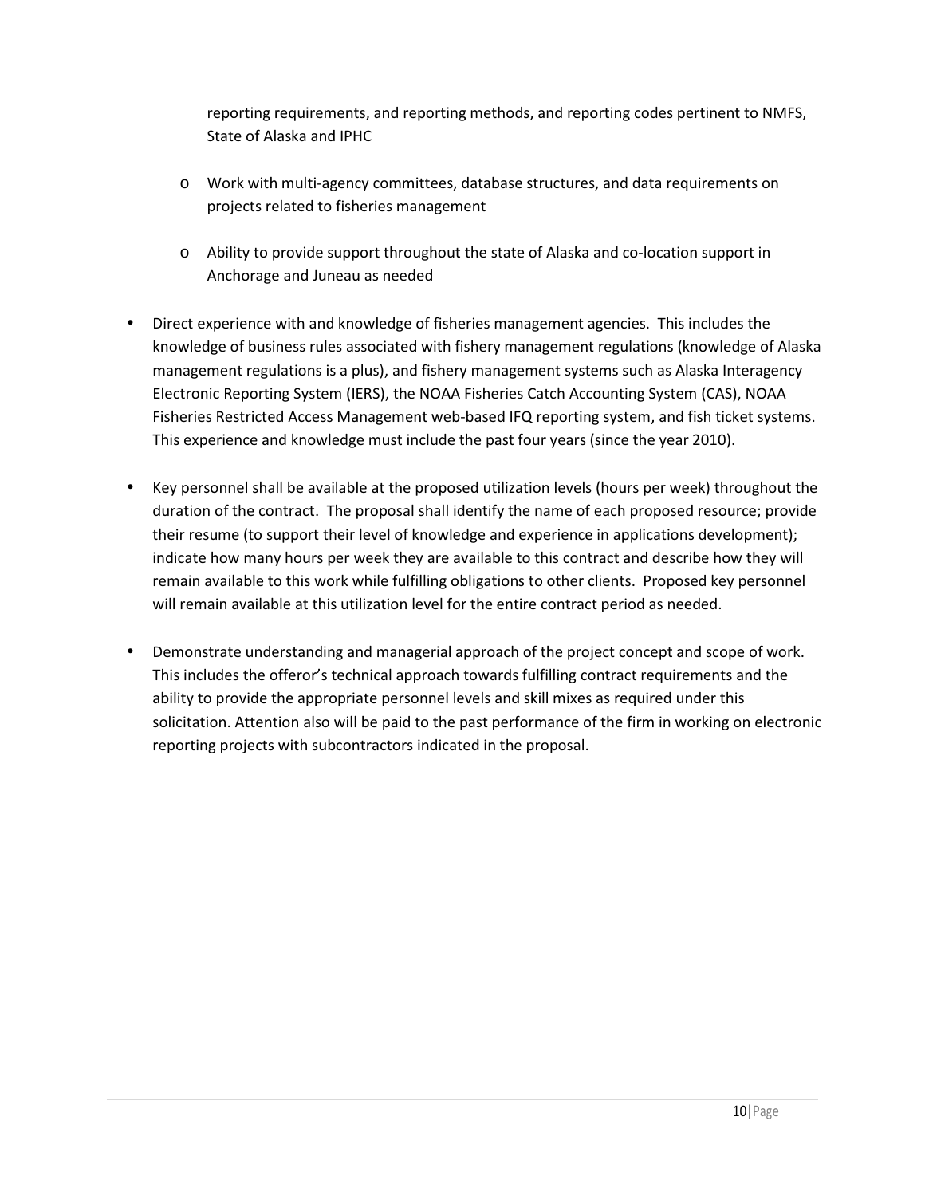reporting requirements, and reporting methods, and reporting codes pertinent to NMFS, State of Alaska and IPHC

  - Work with multi-agency committees, database structures, and data requirements on projects related to fisheries management

  - Ability to provide support throughout the state of Alaska and co-location support in Anchorage and Juneau as needed

- Direct experience with and knowledge of fisheries management agencies. This includes the knowledge of business rules associated with fishery management regulations (knowledge of Alaska management regulations is a plus), and fishery management systems such as Alaska Interagency Electronic Reporting System (IERS), the NOAA Fisheries Catch Accounting System (CAS), NOAA Fisheries Restricted Access Management web-based IFQ reporting system, and fish ticket systems. This experience and knowledge must include the past four years (since the year 2010).

- Key personnel shall be available at the proposed utilization levels (hours per week) throughout the duration of the contract. The proposal shall identify the name of each proposed resource; provide their resume (to support their level of knowledge and experience in applications development); indicate how many hours per week they are available to this contract and describe how they will remain available to this work while fulfilling obligations to other clients. Proposed key personnel will remain available at this utilization level for the entire contract period as needed.

- Demonstrate understanding and managerial approach of the project concept and scope of work. This includes the offeror's technical approach towards fulfilling contract requirements and the ability to provide the appropriate personnel levels and skill mixes as required under this solicitation. Attention also will be paid to the past performance of the firm in working on electronic reporting projects with subcontractors indicated in the proposal.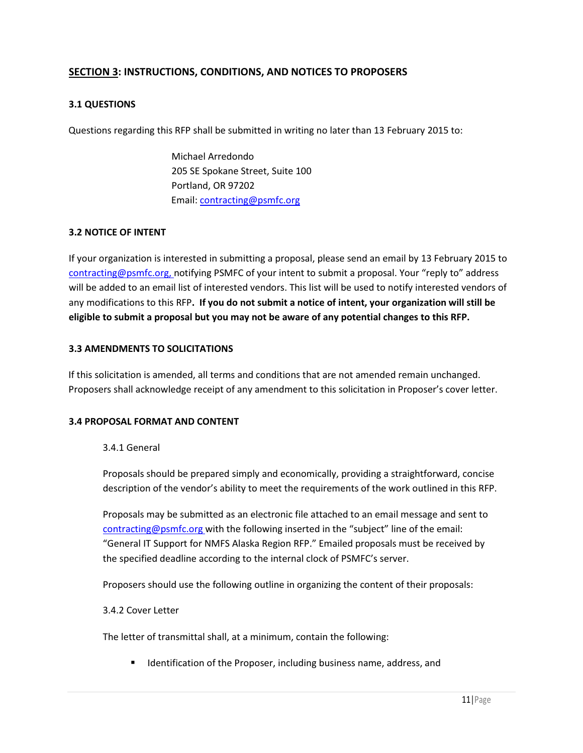## SECTION 3: INSTRUCTIONS, CONDITIONS, AND NOTICES TO PROPOSERS

### 3.1 QUESTIONS

Questions regarding this RFP shall be submitted in writing no later than 13 February 2015 to:

Michael Arredondo
205 SE Spokane Street, Suite 100
Portland, OR 97202
Email: contracting@psmfc.org

### 3.2 NOTICE OF INTENT

If your organization is interested in submitting a proposal, please send an email by 13 February 2015 to contracting@psmfc.org, notifying PSMFC of your intent to submit a proposal. Your "reply to" address will be added to an email list of interested vendors. This list will be used to notify interested vendors of any modifications to this RFP. **If you do not submit a notice of intent, your organization will still be eligible to submit a proposal but you may not be aware of any potential changes to this RFP.**

### 3.3 AMENDMENTS TO SOLICITATIONS

If this solicitation is amended, all terms and conditions that are not amended remain unchanged. Proposers shall acknowledge receipt of any amendment to this solicitation in Proposer's cover letter.

### 3.4 PROPOSAL FORMAT AND CONTENT

#### 3.4.1 General

Proposals should be prepared simply and economically, providing a straightforward, concise description of the vendor's ability to meet the requirements of the work outlined in this RFP.

Proposals may be submitted as an electronic file attached to an email message and sent to contracting@psmfc.org with the following inserted in the "subject" line of the email: "General IT Support for NMFS Alaska Region RFP." Emailed proposals must be received by the specified deadline according to the internal clock of PSMFC's server.

Proposers should use the following outline in organizing the content of their proposals:

#### 3.4.2 Cover Letter

The letter of transmittal shall, at a minimum, contain the following:

- Identification of the Proposer, including business name, address, and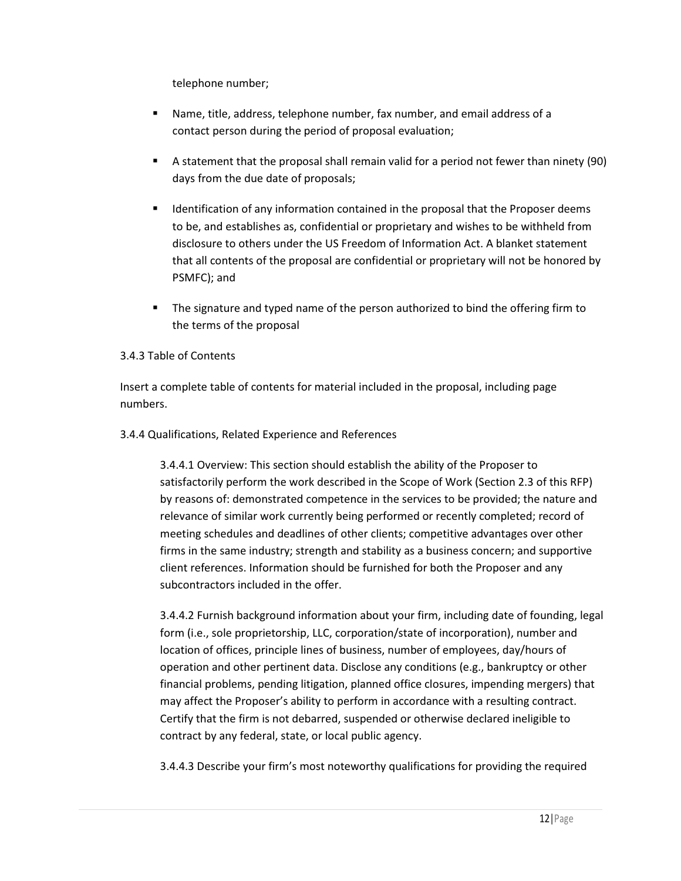telephone number;

- Name, title, address, telephone number, fax number, and email address of a contact person during the period of proposal evaluation;
- A statement that the proposal shall remain valid for a period not fewer than ninety (90) days from the due date of proposals;
- Identification of any information contained in the proposal that the Proposer deems to be, and establishes as, confidential or proprietary and wishes to be withheld from disclosure to others under the US Freedom of Information Act. A blanket statement that all contents of the proposal are confidential or proprietary will not be honored by PSMFC); and
- The signature and typed name of the person authorized to bind the offering firm to the terms of the proposal

3.4.3 Table of Contents

Insert a complete table of contents for material included in the proposal, including page numbers.

3.4.4 Qualifications, Related Experience and References

3.4.4.1 Overview: This section should establish the ability of the Proposer to satisfactorily perform the work described in the Scope of Work (Section 2.3 of this RFP) by reasons of: demonstrated competence in the services to be provided; the nature and relevance of similar work currently being performed or recently completed; record of meeting schedules and deadlines of other clients; competitive advantages over other firms in the same industry; strength and stability as a business concern; and supportive client references. Information should be furnished for both the Proposer and any subcontractors included in the offer.

3.4.4.2 Furnish background information about your firm, including date of founding, legal form (i.e., sole proprietorship, LLC, corporation/state of incorporation), number and location of offices, principle lines of business, number of employees, day/hours of operation and other pertinent data. Disclose any conditions (e.g., bankruptcy or other financial problems, pending litigation, planned office closures, impending mergers) that may affect the Proposer's ability to perform in accordance with a resulting contract. Certify that the firm is not debarred, suspended or otherwise declared ineligible to contract by any federal, state, or local public agency.

3.4.4.3 Describe your firm's most noteworthy qualifications for providing the required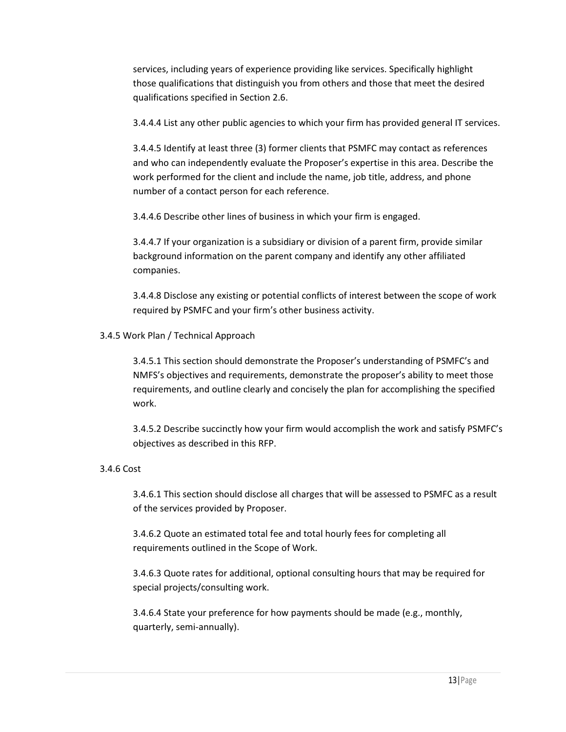services, including years of experience providing like services. Specifically highlight those qualifications that distinguish you from others and those that meet the desired qualifications specified in Section 2.6.

3.4.4.4 List any other public agencies to which your firm has provided general IT services.

3.4.4.5 Identify at least three (3) former clients that PSMFC may contact as references and who can independently evaluate the Proposer's expertise in this area. Describe the work performed for the client and include the name, job title, address, and phone number of a contact person for each reference.

3.4.4.6 Describe other lines of business in which your firm is engaged.

3.4.4.7 If your organization is a subsidiary or division of a parent firm, provide similar background information on the parent company and identify any other affiliated companies.

3.4.4.8 Disclose any existing or potential conflicts of interest between the scope of work required by PSMFC and your firm's other business activity.

3.4.5 Work Plan / Technical Approach

3.4.5.1 This section should demonstrate the Proposer's understanding of PSMFC's and NMFS's objectives and requirements, demonstrate the proposer's ability to meet those requirements, and outline clearly and concisely the plan for accomplishing the specified work.

3.4.5.2 Describe succinctly how your firm would accomplish the work and satisfy PSMFC's objectives as described in this RFP.

3.4.6 Cost

3.4.6.1 This section should disclose all charges that will be assessed to PSMFC as a result of the services provided by Proposer.

3.4.6.2 Quote an estimated total fee and total hourly fees for completing all requirements outlined in the Scope of Work.

3.4.6.3 Quote rates for additional, optional consulting hours that may be required for special projects/consulting work.

3.4.6.4 State your preference for how payments should be made (e.g., monthly, quarterly, semi-annually).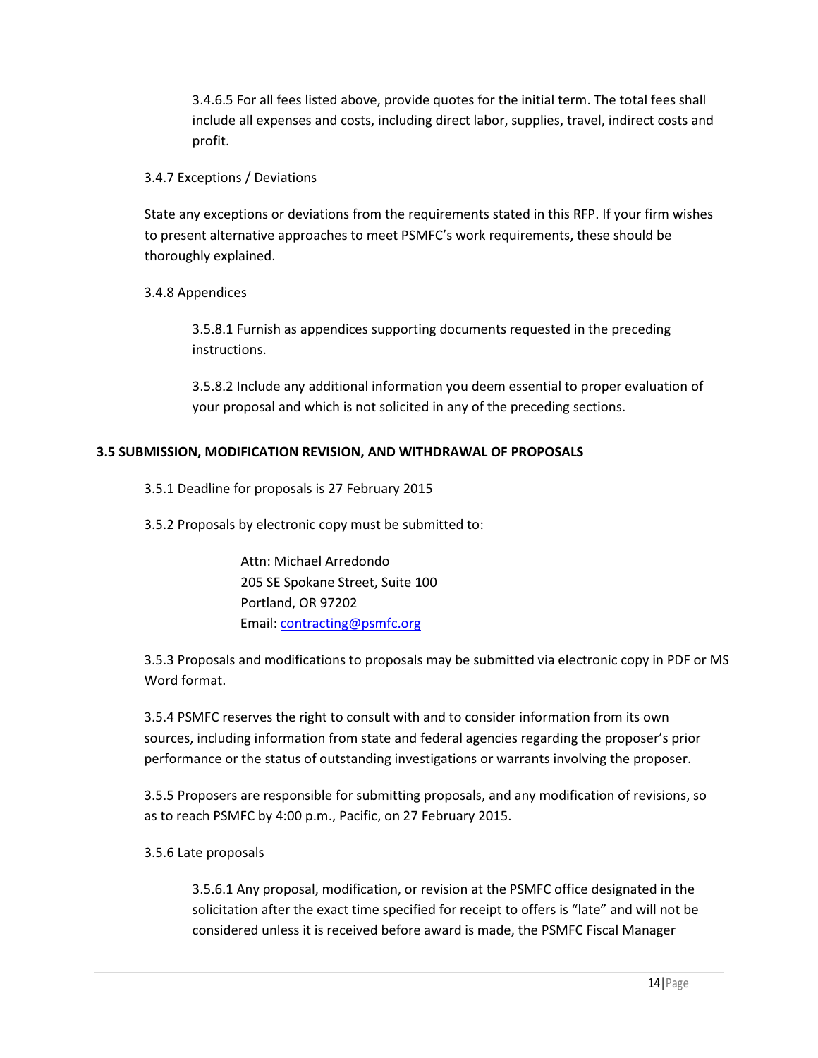3.4.6.5 For all fees listed above, provide quotes for the initial term. The total fees shall include all expenses and costs, including direct labor, supplies, travel, indirect costs and profit.

3.4.7 Exceptions / Deviations

State any exceptions or deviations from the requirements stated in this RFP. If your firm wishes to present alternative approaches to meet PSMFC's work requirements, these should be thoroughly explained.

3.4.8 Appendices

3.5.8.1 Furnish as appendices supporting documents requested in the preceding instructions.

3.5.8.2 Include any additional information you deem essential to proper evaluation of your proposal and which is not solicited in any of the preceding sections.

**3.5 SUBMISSION, MODIFICATION REVISION, AND WITHDRAWAL OF PROPOSALS**

3.5.1 Deadline for proposals is 27 February 2015

3.5.2 Proposals by electronic copy must be submitted to:

Attn: Michael Arredondo
205 SE Spokane Street, Suite 100
Portland, OR 97202
Email: contracting@psmfc.org

3.5.3 Proposals and modifications to proposals may be submitted via electronic copy in PDF or MS Word format.

3.5.4 PSMFC reserves the right to consult with and to consider information from its own sources, including information from state and federal agencies regarding the proposer's prior performance or the status of outstanding investigations or warrants involving the proposer.

3.5.5 Proposers are responsible for submitting proposals, and any modification of revisions, so as to reach PSMFC by 4:00 p.m., Pacific, on 27 February 2015.

3.5.6 Late proposals

3.5.6.1 Any proposal, modification, or revision at the PSMFC office designated in the solicitation after the exact time specified for receipt to offers is "late" and will not be considered unless it is received before award is made, the PSMFC Fiscal Manager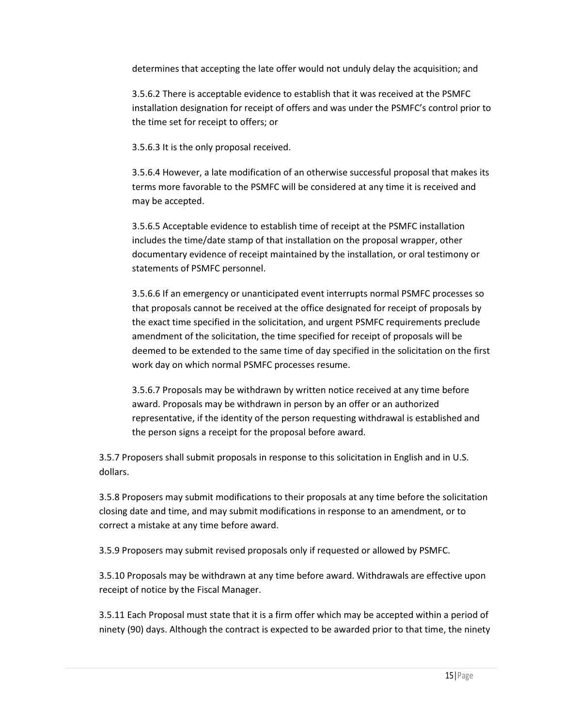determines that accepting the late offer would not unduly delay the acquisition; and

3.5.6.2 There is acceptable evidence to establish that it was received at the PSMFC installation designation for receipt of offers and was under the PSMFC's control prior to the time set for receipt to offers; or

3.5.6.3 It is the only proposal received.

3.5.6.4 However, a late modification of an otherwise successful proposal that makes its terms more favorable to the PSMFC will be considered at any time it is received and may be accepted.

3.5.6.5 Acceptable evidence to establish time of receipt at the PSMFC installation includes the time/date stamp of that installation on the proposal wrapper, other documentary evidence of receipt maintained by the installation, or oral testimony or statements of PSMFC personnel.

3.5.6.6 If an emergency or unanticipated event interrupts normal PSMFC processes so that proposals cannot be received at the office designated for receipt of proposals by the exact time specified in the solicitation, and urgent PSMFC requirements preclude amendment of the solicitation, the time specified for receipt of proposals will be deemed to be extended to the same time of day specified in the solicitation on the first work day on which normal PSMFC processes resume.

3.5.6.7 Proposals may be withdrawn by written notice received at any time before award. Proposals may be withdrawn in person by an offer or an authorized representative, if the identity of the person requesting withdrawal is established and the person signs a receipt for the proposal before award.

3.5.7 Proposers shall submit proposals in response to this solicitation in English and in U.S. dollars.

3.5.8 Proposers may submit modifications to their proposals at any time before the solicitation closing date and time, and may submit modifications in response to an amendment, or to correct a mistake at any time before award.

3.5.9 Proposers may submit revised proposals only if requested or allowed by PSMFC.

3.5.10 Proposals may be withdrawn at any time before award. Withdrawals are effective upon receipt of notice by the Fiscal Manager.

3.5.11 Each Proposal must state that it is a firm offer which may be accepted within a period of ninety (90) days. Although the contract is expected to be awarded prior to that time, the ninety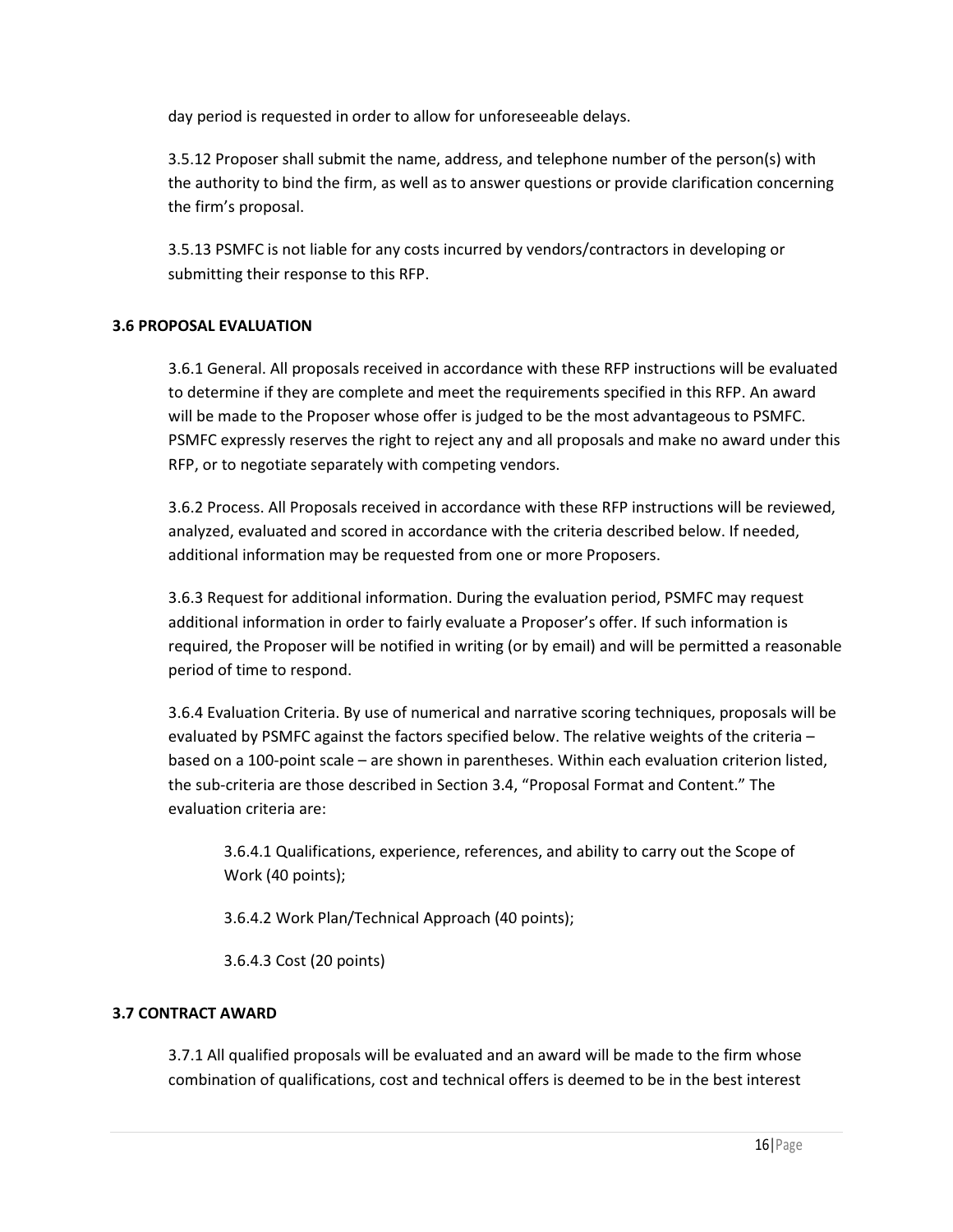day period is requested in order to allow for unforeseeable delays.

3.5.12 Proposer shall submit the name, address, and telephone number of the person(s) with the authority to bind the firm, as well as to answer questions or provide clarification concerning the firm's proposal.

3.5.13 PSMFC is not liable for any costs incurred by vendors/contractors in developing or submitting their response to this RFP.

### 3.6 PROPOSAL EVALUATION

3.6.1 General. All proposals received in accordance with these RFP instructions will be evaluated to determine if they are complete and meet the requirements specified in this RFP. An award will be made to the Proposer whose offer is judged to be the most advantageous to PSMFC. PSMFC expressly reserves the right to reject any and all proposals and make no award under this RFP, or to negotiate separately with competing vendors.

3.6.2 Process. All Proposals received in accordance with these RFP instructions will be reviewed, analyzed, evaluated and scored in accordance with the criteria described below. If needed, additional information may be requested from one or more Proposers.

3.6.3 Request for additional information. During the evaluation period, PSMFC may request additional information in order to fairly evaluate a Proposer's offer. If such information is required, the Proposer will be notified in writing (or by email) and will be permitted a reasonable period of time to respond.

3.6.4 Evaluation Criteria. By use of numerical and narrative scoring techniques, proposals will be evaluated by PSMFC against the factors specified below. The relative weights of the criteria – based on a 100-point scale – are shown in parentheses. Within each evaluation criterion listed, the sub-criteria are those described in Section 3.4, "Proposal Format and Content." The evaluation criteria are:

> 3.6.4.1 Qualifications, experience, references, and ability to carry out the Scope of Work (40 points);
>
> 3.6.4.2 Work Plan/Technical Approach (40 points);
>
> 3.6.4.3 Cost (20 points)

### 3.7 CONTRACT AWARD

3.7.1 All qualified proposals will be evaluated and an award will be made to the firm whose combination of qualifications, cost and technical offers is deemed to be in the best interest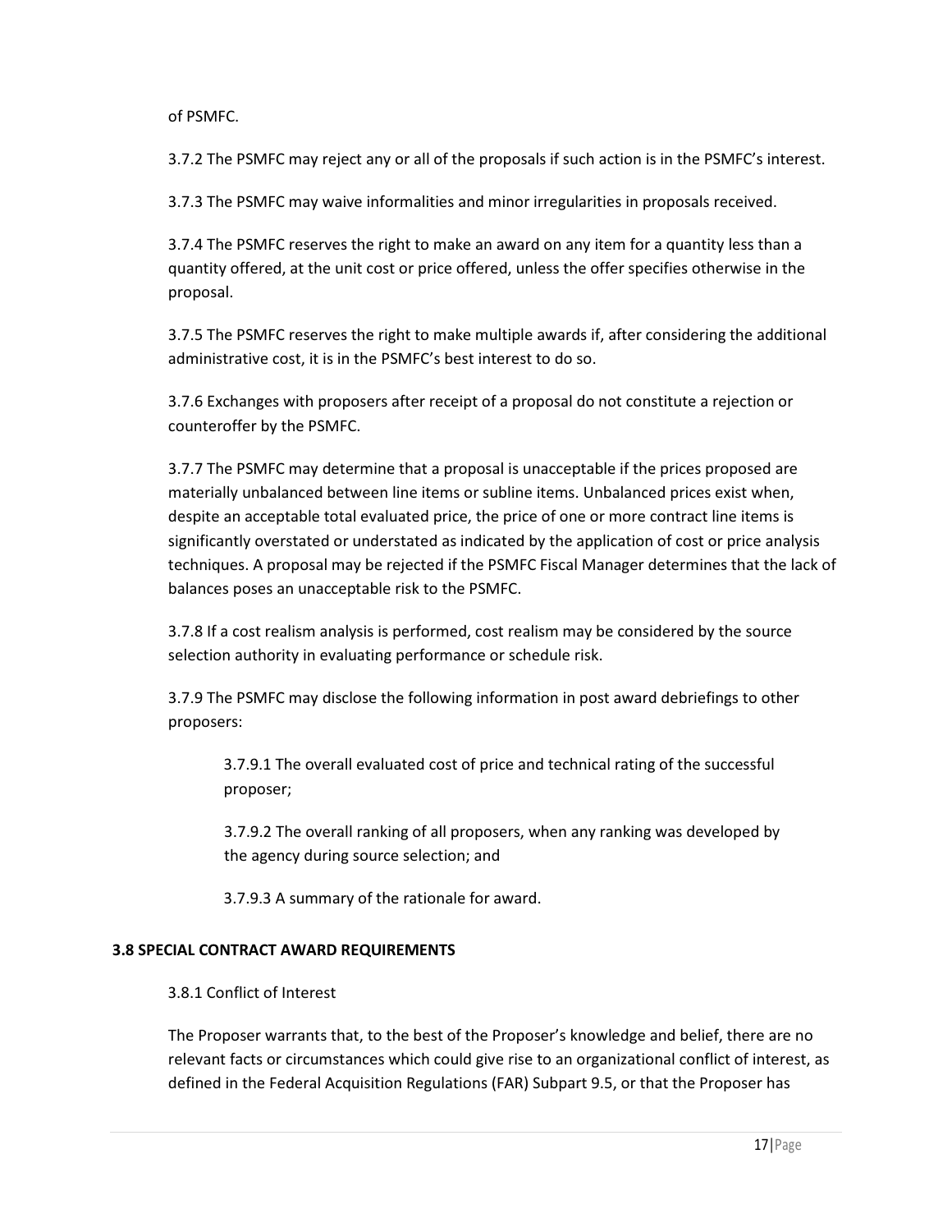of PSMFC.

3.7.2 The PSMFC may reject any or all of the proposals if such action is in the PSMFC's interest.

3.7.3 The PSMFC may waive informalities and minor irregularities in proposals received.

3.7.4 The PSMFC reserves the right to make an award on any item for a quantity less than a quantity offered, at the unit cost or price offered, unless the offer specifies otherwise in the proposal.

3.7.5 The PSMFC reserves the right to make multiple awards if, after considering the additional administrative cost, it is in the PSMFC's best interest to do so.

3.7.6 Exchanges with proposers after receipt of a proposal do not constitute a rejection or counteroffer by the PSMFC.

3.7.7 The PSMFC may determine that a proposal is unacceptable if the prices proposed are materially unbalanced between line items or subline items. Unbalanced prices exist when, despite an acceptable total evaluated price, the price of one or more contract line items is significantly overstated or understated as indicated by the application of cost or price analysis techniques. A proposal may be rejected if the PSMFC Fiscal Manager determines that the lack of balances poses an unacceptable risk to the PSMFC.

3.7.8 If a cost realism analysis is performed, cost realism may be considered by the source selection authority in evaluating performance or schedule risk.

3.7.9 The PSMFC may disclose the following information in post award debriefings to other proposers:

> 3.7.9.1 The overall evaluated cost of price and technical rating of the successful proposer;
>
> 3.7.9.2 The overall ranking of all proposers, when any ranking was developed by the agency during source selection; and
>
> 3.7.9.3 A summary of the rationale for award.

### 3.8 SPECIAL CONTRACT AWARD REQUIREMENTS

3.8.1 Conflict of Interest

The Proposer warrants that, to the best of the Proposer's knowledge and belief, there are no relevant facts or circumstances which could give rise to an organizational conflict of interest, as defined in the Federal Acquisition Regulations (FAR) Subpart 9.5, or that the Proposer has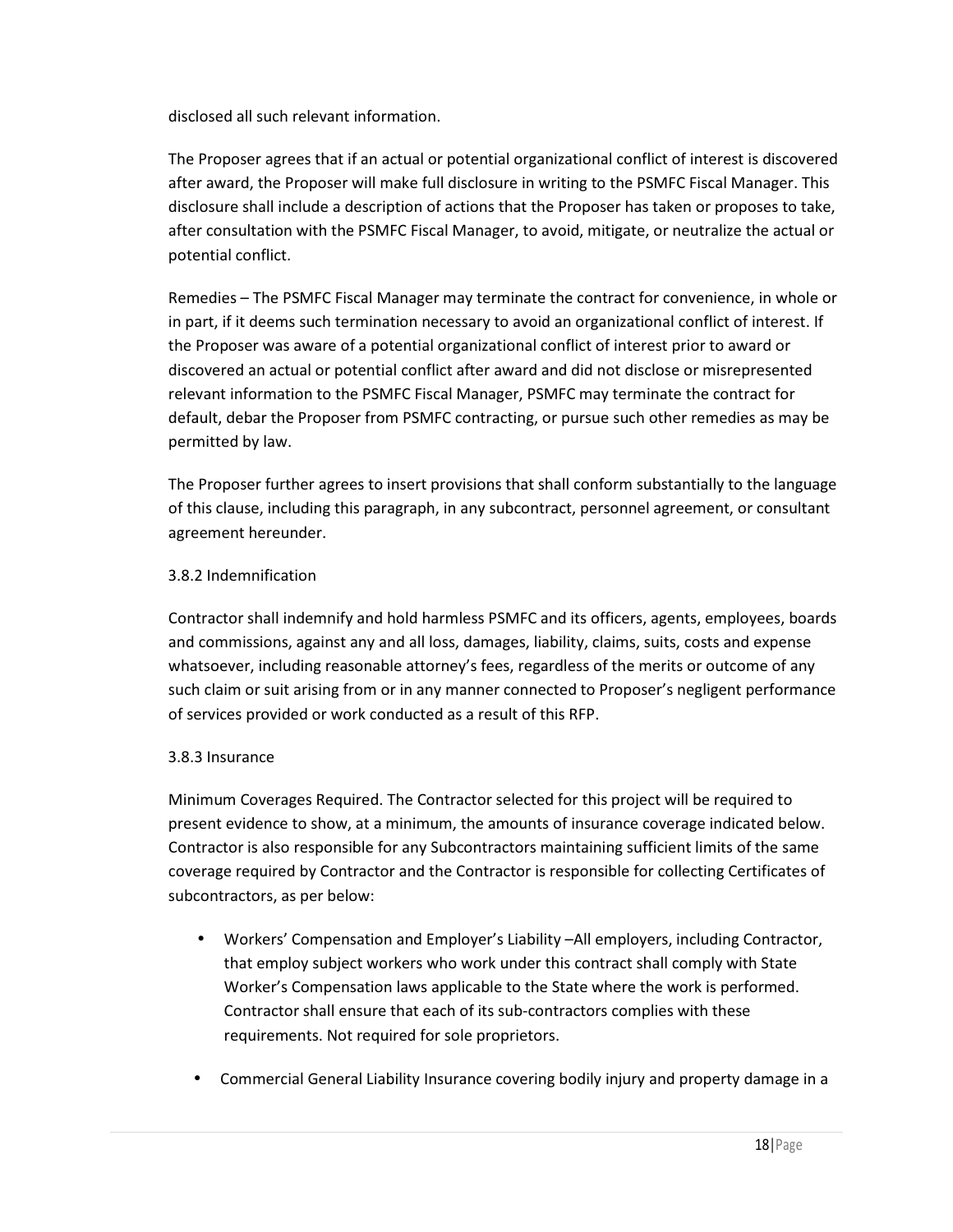disclosed all such relevant information.

The Proposer agrees that if an actual or potential organizational conflict of interest is discovered after award, the Proposer will make full disclosure in writing to the PSMFC Fiscal Manager. This disclosure shall include a description of actions that the Proposer has taken or proposes to take, after consultation with the PSMFC Fiscal Manager, to avoid, mitigate, or neutralize the actual or potential conflict.

Remedies – The PSMFC Fiscal Manager may terminate the contract for convenience, in whole or in part, if it deems such termination necessary to avoid an organizational conflict of interest. If the Proposer was aware of a potential organizational conflict of interest prior to award or discovered an actual or potential conflict after award and did not disclose or misrepresented relevant information to the PSMFC Fiscal Manager, PSMFC may terminate the contract for default, debar the Proposer from PSMFC contracting, or pursue such other remedies as may be permitted by law.

The Proposer further agrees to insert provisions that shall conform substantially to the language of this clause, including this paragraph, in any subcontract, personnel agreement, or consultant agreement hereunder.

### 3.8.2 Indemnification

Contractor shall indemnify and hold harmless PSMFC and its officers, agents, employees, boards and commissions, against any and all loss, damages, liability, claims, suits, costs and expense whatsoever, including reasonable attorney's fees, regardless of the merits or outcome of any such claim or suit arising from or in any manner connected to Proposer's negligent performance of services provided or work conducted as a result of this RFP.

### 3.8.3 Insurance

Minimum Coverages Required. The Contractor selected for this project will be required to present evidence to show, at a minimum, the amounts of insurance coverage indicated below. Contractor is also responsible for any Subcontractors maintaining sufficient limits of the same coverage required by Contractor and the Contractor is responsible for collecting Certificates of subcontractors, as per below:

- Workers' Compensation and Employer's Liability –All employers, including Contractor, that employ subject workers who work under this contract shall comply with State Worker's Compensation laws applicable to the State where the work is performed. Contractor shall ensure that each of its sub-contractors complies with these requirements. Not required for sole proprietors.
- Commercial General Liability Insurance covering bodily injury and property damage in a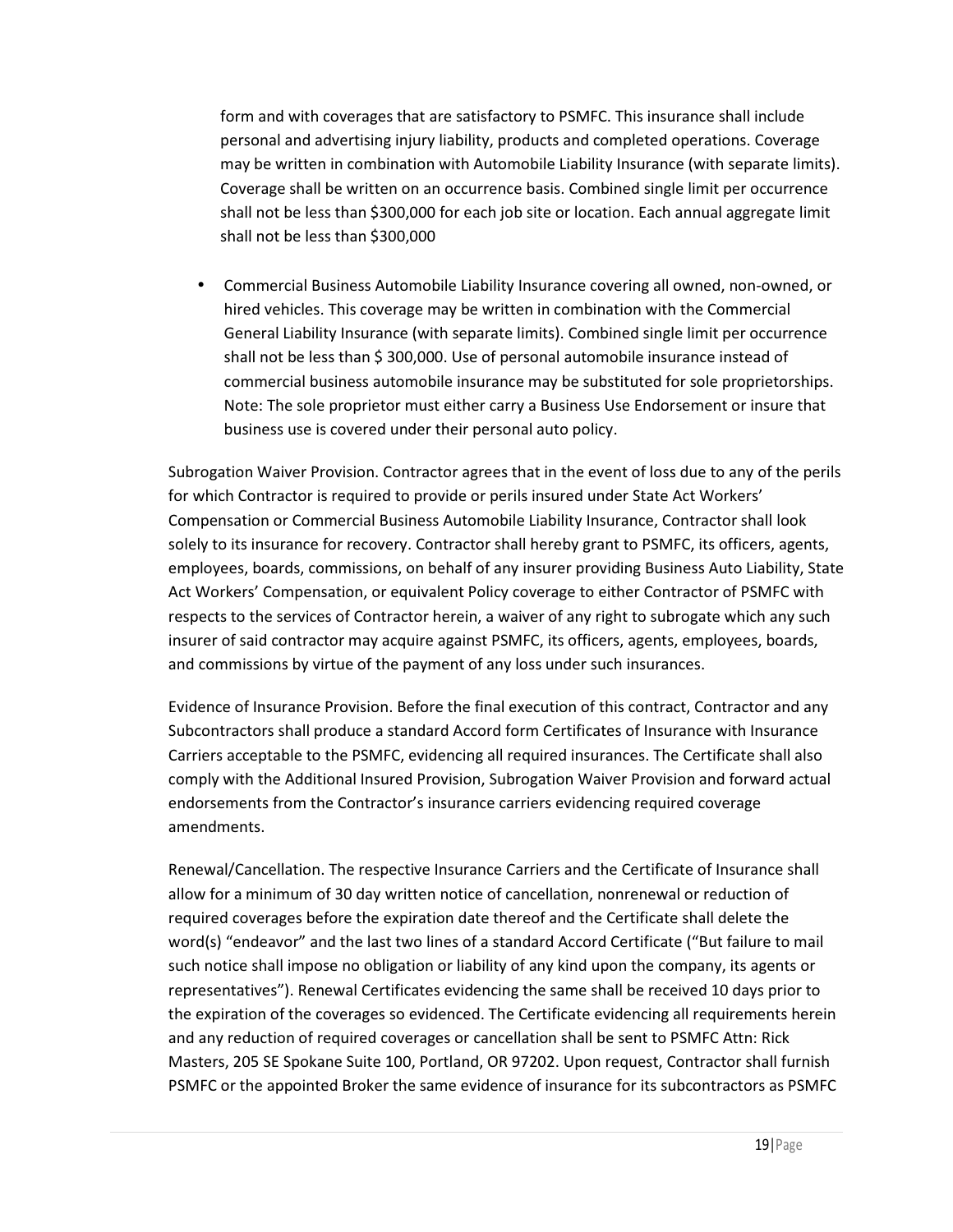form and with coverages that are satisfactory to PSMFC. This insurance shall include personal and advertising injury liability, products and completed operations. Coverage may be written in combination with Automobile Liability Insurance (with separate limits). Coverage shall be written on an occurrence basis. Combined single limit per occurrence shall not be less than $300,000 for each job site or location. Each annual aggregate limit shall not be less than $300,000

- Commercial Business Automobile Liability Insurance covering all owned, non-owned, or hired vehicles. This coverage may be written in combination with the Commercial General Liability Insurance (with separate limits). Combined single limit per occurrence shall not be less than $ 300,000. Use of personal automobile insurance instead of commercial business automobile insurance may be substituted for sole proprietorships. Note: The sole proprietor must either carry a Business Use Endorsement or insure that business use is covered under their personal auto policy.

Subrogation Waiver Provision. Contractor agrees that in the event of loss due to any of the perils for which Contractor is required to provide or perils insured under State Act Workers' Compensation or Commercial Business Automobile Liability Insurance, Contractor shall look solely to its insurance for recovery. Contractor shall hereby grant to PSMFC, its officers, agents, employees, boards, commissions, on behalf of any insurer providing Business Auto Liability, State Act Workers' Compensation, or equivalent Policy coverage to either Contractor of PSMFC with respects to the services of Contractor herein, a waiver of any right to subrogate which any such insurer of said contractor may acquire against PSMFC, its officers, agents, employees, boards, and commissions by virtue of the payment of any loss under such insurances.

Evidence of Insurance Provision. Before the final execution of this contract, Contractor and any Subcontractors shall produce a standard Accord form Certificates of Insurance with Insurance Carriers acceptable to the PSMFC, evidencing all required insurances. The Certificate shall also comply with the Additional Insured Provision, Subrogation Waiver Provision and forward actual endorsements from the Contractor's insurance carriers evidencing required coverage amendments.

Renewal/Cancellation. The respective Insurance Carriers and the Certificate of Insurance shall allow for a minimum of 30 day written notice of cancellation, nonrenewal or reduction of required coverages before the expiration date thereof and the Certificate shall delete the word(s) "endeavor" and the last two lines of a standard Accord Certificate ("But failure to mail such notice shall impose no obligation or liability of any kind upon the company, its agents or representatives"). Renewal Certificates evidencing the same shall be received 10 days prior to the expiration of the coverages so evidenced. The Certificate evidencing all requirements herein and any reduction of required coverages or cancellation shall be sent to PSMFC Attn: Rick Masters, 205 SE Spokane Suite 100, Portland, OR 97202. Upon request, Contractor shall furnish PSMFC or the appointed Broker the same evidence of insurance for its subcontractors as PSMFC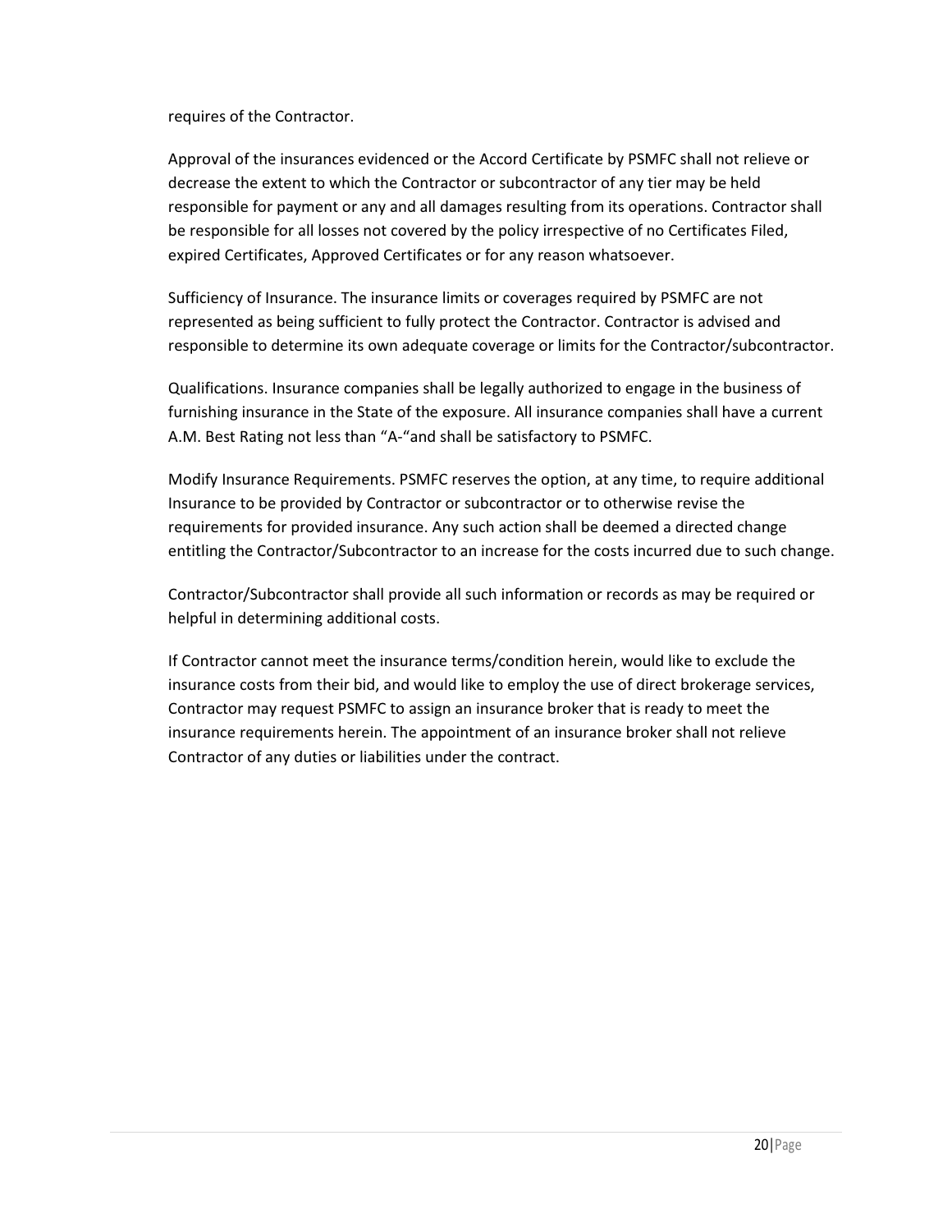requires of the Contractor.

Approval of the insurances evidenced or the Accord Certificate by PSMFC shall not relieve or decrease the extent to which the Contractor or subcontractor of any tier may be held responsible for payment or any and all damages resulting from its operations. Contractor shall be responsible for all losses not covered by the policy irrespective of no Certificates Filed, expired Certificates, Approved Certificates or for any reason whatsoever.

Sufficiency of Insurance. The insurance limits or coverages required by PSMFC are not represented as being sufficient to fully protect the Contractor. Contractor is advised and responsible to determine its own adequate coverage or limits for the Contractor/subcontractor.

Qualifications. Insurance companies shall be legally authorized to engage in the business of furnishing insurance in the State of the exposure. All insurance companies shall have a current A.M. Best Rating not less than "A-"and shall be satisfactory to PSMFC.

Modify Insurance Requirements. PSMFC reserves the option, at any time, to require additional Insurance to be provided by Contractor or subcontractor or to otherwise revise the requirements for provided insurance. Any such action shall be deemed a directed change entitling the Contractor/Subcontractor to an increase for the costs incurred due to such change.

Contractor/Subcontractor shall provide all such information or records as may be required or helpful in determining additional costs.

If Contractor cannot meet the insurance terms/condition herein, would like to exclude the insurance costs from their bid, and would like to employ the use of direct brokerage services, Contractor may request PSMFC to assign an insurance broker that is ready to meet the insurance requirements herein. The appointment of an insurance broker shall not relieve Contractor of any duties or liabilities under the contract.